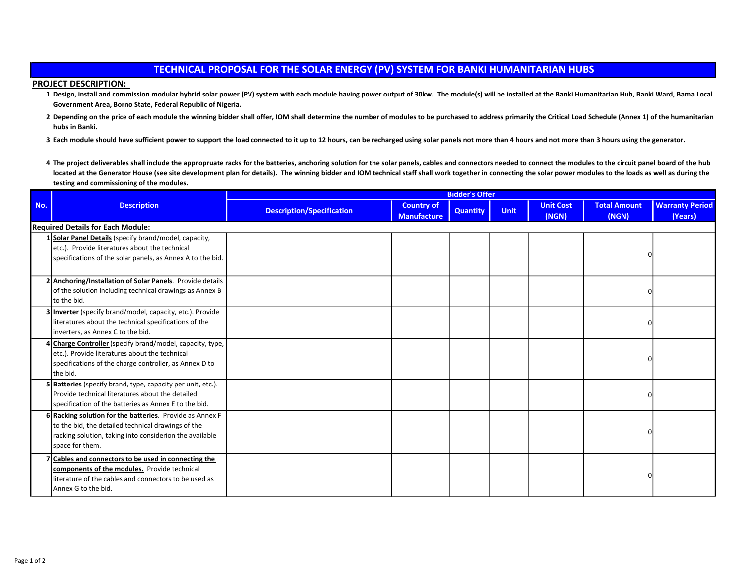# TECHNICAL PROPOSAL FOR THE SOLAR ENERGY (PV) SYSTEM FOR BANKI HUMANITARIAN HUBS

## PROJECT DESCRIPTION:

1. **Design, install and commission modular hybrid solar power (PV) system with each module having power output of 30kw. The module(s) will be installed at the Banki Humanitarian Hub, Banki Ward, Bama Local Government Area, Borno State, Federal Republic of Nigeria.**
2. **Depending on the price of each module the winning bidder shall offer, IOM shall determine the number of modules to be purchased to address primarily the Critical Load Schedule (Annex 1) of the humanitarian hubs in Banki.**
3. **Each module should have sufficient power to support the load connected to it up to 12 hours, can be recharged using solar panels not more than 4 hours and not more than 3 hours using the generator.**
4. **The project deliverables shall include the appropruate racks for the batteries, anchoring solution for the solar panels, cables and connectors needed to connect the modules to the circuit panel board of the hub located at the Generator House (see site development plan for details). The winning bidder and IOM technical staff shall work together in connecting the solar power modules to the loads as well as during the testing and commissioning of the modules.**

| No. | Description | Bidder's Offer | | | | | | |
|---|---|---|---|---|---|---|---|---|
| | | Description/Specification | Country of Manufacture | Quantity | Unit | Unit Cost (NGN) | Total Amount (NGN) | Warranty Period (Years) |
| **Required Details for Each Module:** | | | | | | | | |
| 1 | **Solar Panel Details** (specify brand/model, capacity, etc.). Provide literatures about the technical specifications of the solar panels, as Annex A to the bid. | | | | | | 0 | |
| 2 | **Anchoring/Installation of Solar Panels**. Provide details of the solution including technical drawings as Annex B to the bid. | | | | | | 0 | |
| 3 | **Inverter** (specify brand/model, capacity, etc.). Provide literatures about the technical specifications of the inverters, as Annex C to the bid. | | | | | | 0 | |
| 4 | **Charge Controller** (specify brand/model, capacity, type, etc.). Provide literatures about the technical specifications of the charge controller, as Annex D to the bid. | | | | | | 0 | |
| 5 | **Batteries** (specify brand, type, capacity per unit, etc.). Provide technical literatures about the detailed specification of the batteries as Annex E to the bid. | | | | | | 0 | |
| 6 | **Racking solution for the batteries**. Provide as Annex F to the bid, the detailed technical drawings of the racking solution, taking into considerion the available space for them. | | | | | | 0 | |
| 7 | **Cables and connectors to be used in connecting the components of the modules.** Provide technical literature of the cables and connectors to be used as Annex G to the bid. | | | | | | 0 | |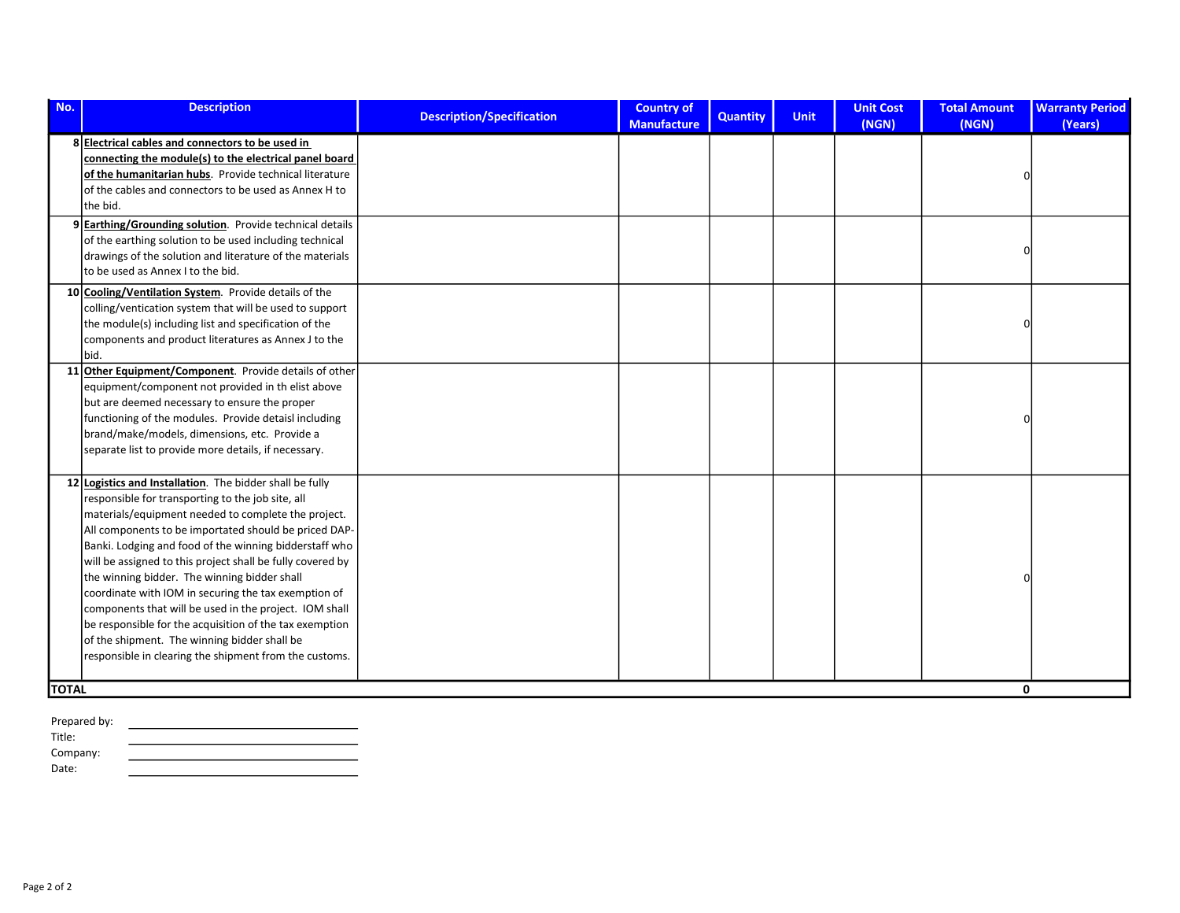| No. | Description | Description/Specification | Country of Manufacture | Quantity | Unit | Unit Cost (NGN) | Total Amount (NGN) | Warranty Period (Years) |
|---|---|---|---|---|---|---|---|---|
| 8 | **Electrical cables and connectors to be used in connecting the module(s) to the electrical panel board of the humanitarian hubs**. Provide technical literature of the cables and connectors to be used as Annex H to the bid. | | | | | | 0 | |
| 9 | **Earthing/Grounding solution**. Provide technical details of the earthing solution to be used including technical drawings of the solution and literature of the materials to be used as Annex I to the bid. | | | | | | 0 | |
| 10 | **Cooling/Ventilation System**. Provide details of the colling/ventication system that will be used to support the module(s) including list and specification of the components and product literatures as Annex J to the bid. | | | | | | 0 | |
| 11 | **Other Equipment/Component**. Provide details of other equipment/component not provided in th elist above but are deemed necessary to ensure the proper functioning of the modules. Provide detaisl including brand/make/models, dimensions, etc. Provide a separate list to provide more details, if necessary. | | | | | | 0 | |
| 12 | **Logistics and Installation**. The bidder shall be fully responsible for transporting to the job site, all materials/equipment needed to complete the project. All components to be importated should be priced DAP-Banki. Lodging and food of the winning bidderstaff who will be assigned to this project shall be fully covered by the winning bidder. The winning bidder shall coordinate with IOM in securing the tax exemption of components that will be used in the project. IOM shall be responsible for the acquisition of the tax exemption of the shipment. The winning bidder shall be responsible in clearing the shipment from the customs. | | | | | | 0 | |
| **TOTAL** | | | | | | | **0** | |

Prepared by: ______________________

Title: ______________________

Company: ______________________

Date: ______________________